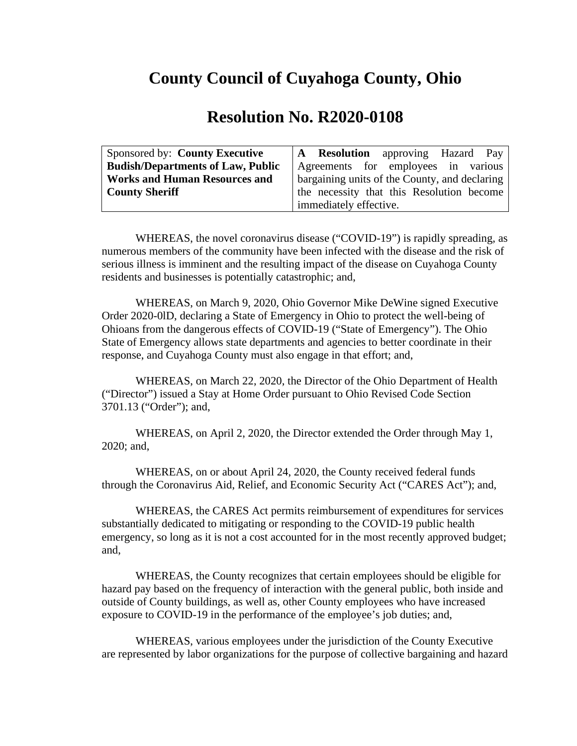# County Council of Cuyahoga County, Ohio

## Resolution No. R2020-0108

| Sponsored by: **County Executive Budish/Departments of Law, Public Works and Human Resources and County Sheriff** | **A Resolution** approving Hazard Pay Agreements for employees in various bargaining units of the County, and declaring the necessity that this Resolution become immediately effective. |
|---|---|

WHEREAS, the novel coronavirus disease ("COVID-19") is rapidly spreading, as numerous members of the community have been infected with the disease and the risk of serious illness is imminent and the resulting impact of the disease on Cuyahoga County residents and businesses is potentially catastrophic; and,

WHEREAS, on March 9, 2020, Ohio Governor Mike DeWine signed Executive Order 2020-0lD, declaring a State of Emergency in Ohio to protect the well-being of Ohioans from the dangerous effects of COVID-19 ("State of Emergency"). The Ohio State of Emergency allows state departments and agencies to better coordinate in their response, and Cuyahoga County must also engage in that effort; and,

WHEREAS, on March 22, 2020, the Director of the Ohio Department of Health ("Director") issued a Stay at Home Order pursuant to Ohio Revised Code Section 3701.13 ("Order"); and,

WHEREAS, on April 2, 2020, the Director extended the Order through May 1, 2020; and,

WHEREAS, on or about April 24, 2020, the County received federal funds through the Coronavirus Aid, Relief, and Economic Security Act ("CARES Act"); and,

WHEREAS, the CARES Act permits reimbursement of expenditures for services substantially dedicated to mitigating or responding to the COVID-19 public health emergency, so long as it is not a cost accounted for in the most recently approved budget; and,

WHEREAS, the County recognizes that certain employees should be eligible for hazard pay based on the frequency of interaction with the general public, both inside and outside of County buildings, as well as, other County employees who have increased exposure to COVID-19 in the performance of the employee's job duties; and,

WHEREAS, various employees under the jurisdiction of the County Executive are represented by labor organizations for the purpose of collective bargaining and hazard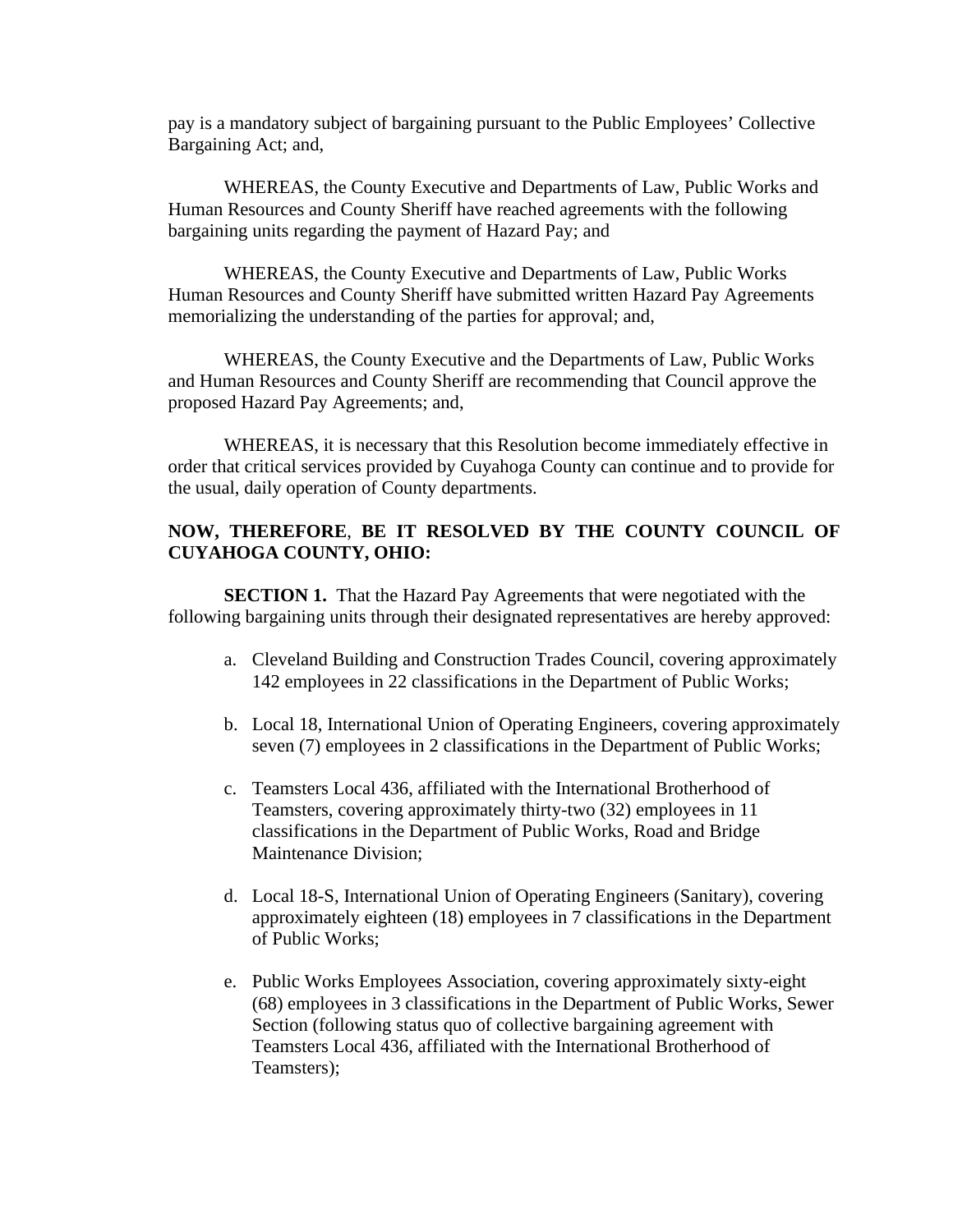pay is a mandatory subject of bargaining pursuant to the Public Employees' Collective Bargaining Act; and,

WHEREAS, the County Executive and Departments of Law, Public Works and Human Resources and County Sheriff have reached agreements with the following bargaining units regarding the payment of Hazard Pay; and

WHEREAS, the County Executive and Departments of Law, Public Works Human Resources and County Sheriff have submitted written Hazard Pay Agreements memorializing the understanding of the parties for approval; and,

WHEREAS, the County Executive and the Departments of Law, Public Works and Human Resources and County Sheriff are recommending that Council approve the proposed Hazard Pay Agreements; and,

WHEREAS, it is necessary that this Resolution become immediately effective in order that critical services provided by Cuyahoga County can continue and to provide for the usual, daily operation of County departments.

**NOW, THEREFORE**, **BE IT RESOLVED BY THE COUNTY COUNCIL OF CUYAHOGA COUNTY, OHIO:**

**SECTION 1.** That the Hazard Pay Agreements that were negotiated with the following bargaining units through their designated representatives are hereby approved:

a. Cleveland Building and Construction Trades Council, covering approximately 142 employees in 22 classifications in the Department of Public Works;

b. Local 18, International Union of Operating Engineers, covering approximately seven (7) employees in 2 classifications in the Department of Public Works;

c. Teamsters Local 436, affiliated with the International Brotherhood of Teamsters, covering approximately thirty-two (32) employees in 11 classifications in the Department of Public Works, Road and Bridge Maintenance Division;

d. Local 18-S, International Union of Operating Engineers (Sanitary), covering approximately eighteen (18) employees in 7 classifications in the Department of Public Works;

e. Public Works Employees Association, covering approximately sixty-eight (68) employees in 3 classifications in the Department of Public Works, Sewer Section (following status quo of collective bargaining agreement with Teamsters Local 436, affiliated with the International Brotherhood of Teamsters);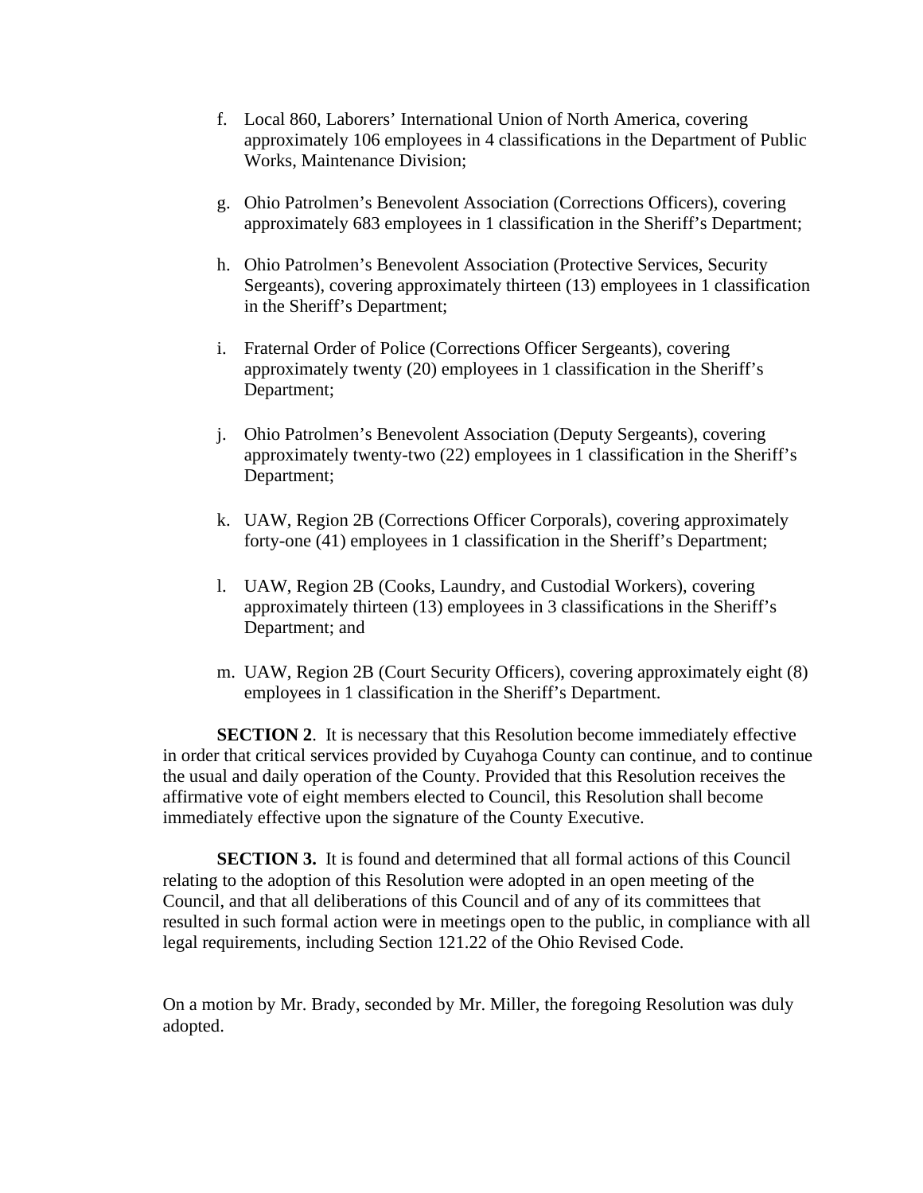f. Local 860, Laborers' International Union of North America, covering approximately 106 employees in 4 classifications in the Department of Public Works, Maintenance Division;

g. Ohio Patrolmen's Benevolent Association (Corrections Officers), covering approximately 683 employees in 1 classification in the Sheriff's Department;

h. Ohio Patrolmen's Benevolent Association (Protective Services, Security Sergeants), covering approximately thirteen (13) employees in 1 classification in the Sheriff's Department;

i. Fraternal Order of Police (Corrections Officer Sergeants), covering approximately twenty (20) employees in 1 classification in the Sheriff's Department;

j. Ohio Patrolmen's Benevolent Association (Deputy Sergeants), covering approximately twenty-two (22) employees in 1 classification in the Sheriff's Department;

k. UAW, Region 2B (Corrections Officer Corporals), covering approximately forty-one (41) employees in 1 classification in the Sheriff's Department;

l. UAW, Region 2B (Cooks, Laundry, and Custodial Workers), covering approximately thirteen (13) employees in 3 classifications in the Sheriff's Department; and

m. UAW, Region 2B (Court Security Officers), covering approximately eight (8) employees in 1 classification in the Sheriff's Department.

**SECTION 2**. It is necessary that this Resolution become immediately effective in order that critical services provided by Cuyahoga County can continue, and to continue the usual and daily operation of the County. Provided that this Resolution receives the affirmative vote of eight members elected to Council, this Resolution shall become immediately effective upon the signature of the County Executive.

**SECTION 3.** It is found and determined that all formal actions of this Council relating to the adoption of this Resolution were adopted in an open meeting of the Council, and that all deliberations of this Council and of any of its committees that resulted in such formal action were in meetings open to the public, in compliance with all legal requirements, including Section 121.22 of the Ohio Revised Code.

On a motion by Mr. Brady, seconded by Mr. Miller, the foregoing Resolution was duly adopted.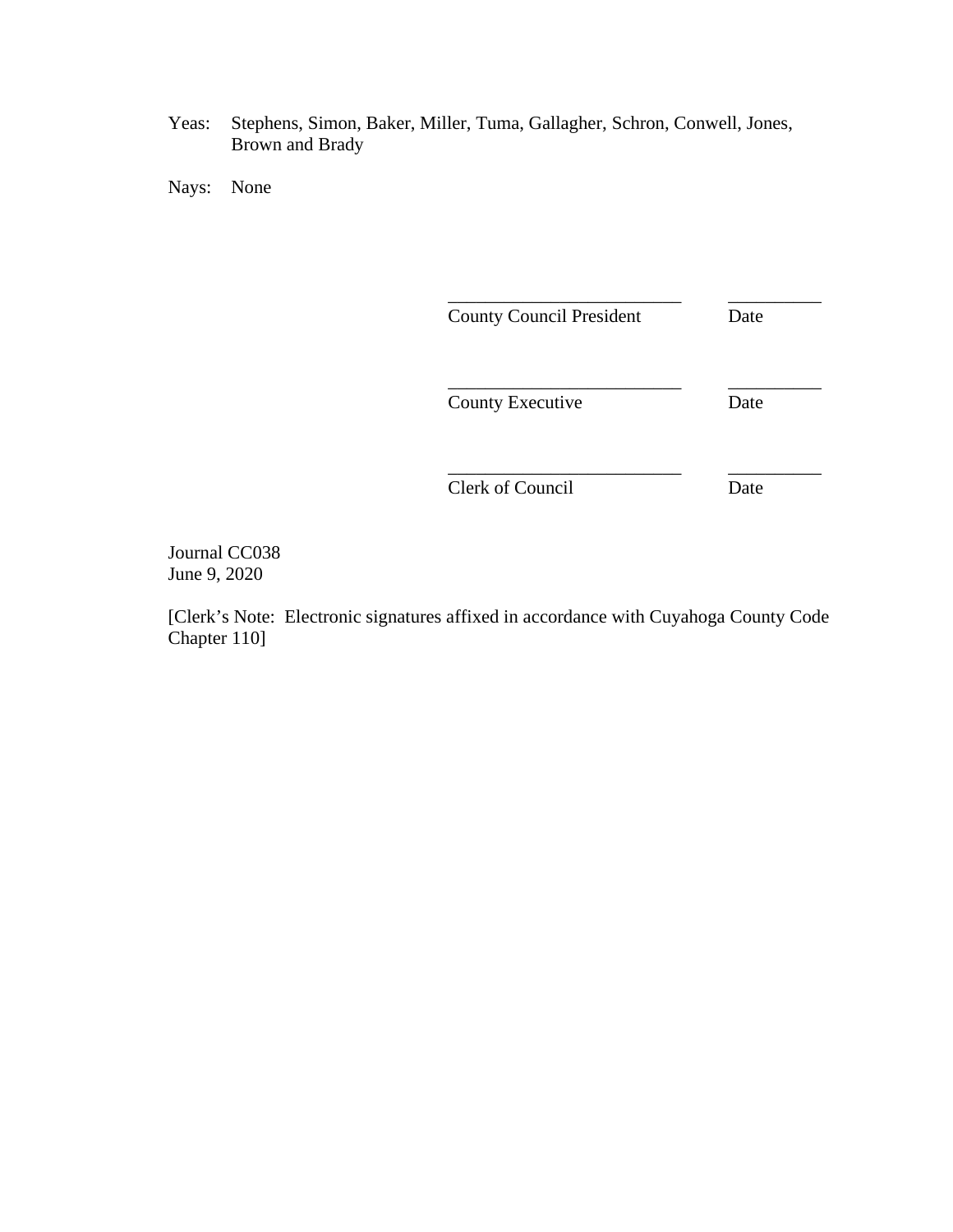Yeas: Stephens, Simon, Baker, Miller, Tuma, Gallagher, Schron, Conwell, Jones, Brown and Brady

Nays: None

| | |
|---|---|
| __________________________ | __________ |
| County Council President | Date |
| __________________________ | __________ |
| County Executive | Date |
| __________________________ | __________ |
| Clerk of Council | Date |

Journal CC038
June 9, 2020

[Clerk's Note: Electronic signatures affixed in accordance with Cuyahoga County Code Chapter 110]